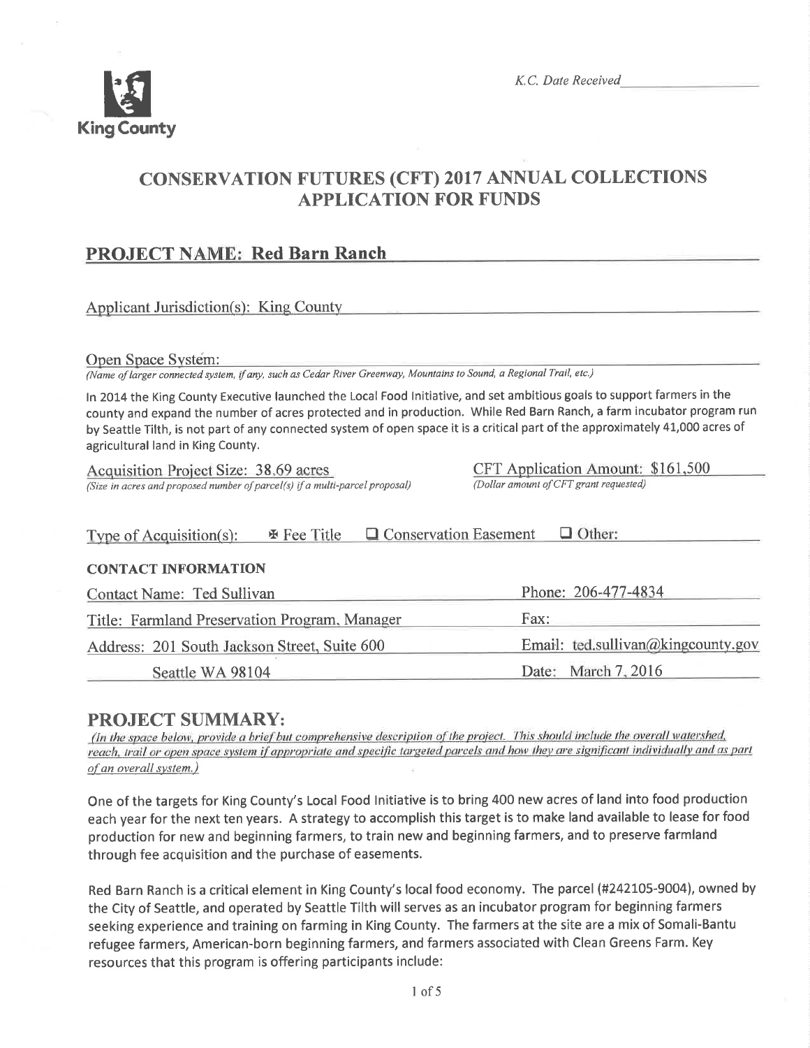K.C. Date Received

King County

# CONSERVATION FUTURES (CFT) 2017 ANNUAL COLLECTIONS APPLICATION FOR FUNDS

## PROJECT NAME: Red Barn Ranch

Applicant Jurisdiction(s): King County

Open Space System:

*(Name of larger connected system, if any, such as Cedar River Greenway, Mountains to Sound, a Regional Trail, etc.)*

In 2014 the King County Executive launched the Local Food Initiative, and set ambitious goals to support farmers in the county and expand the number of acres protected and in production. While Red Barn Ranch, a farm incubator program run by Seattle Tilth, is not part of any connected system of open space it is a critical part of the approximately 41,000 acres of agricultural land in King County.

Acquisition Project Size: 38.69 acres
*(Size in acres and proposed number of parcel(s) if a multi-parcel proposal)*

CFT Application Amount: $161,500
*(Dollar amount of CFT grant requested)*

Type of Acquisition(s): ☒ Fee Title ☐ Conservation Easement ☐ Other:

**CONTACT INFORMATION**

| | |
|---|---|
| Contact Name: Ted Sullivan | Phone: 206-477-4834 |
| Title: Farmland Preservation Program, Manager | Fax: |
| Address: 201 South Jackson Street, Suite 600 | Email: ted.sullivan@kingcounty.gov |
| Seattle WA 98104 | Date: March 7, 2016 |

## PROJECT SUMMARY:

*(In the space below, provide a brief but comprehensive description of the project. This should include the overall watershed, reach, trail or open space system if appropriate and specific targeted parcels and how they are significant individually and as part of an overall system.)*

One of the targets for King County's Local Food Initiative is to bring 400 new acres of land into food production each year for the next ten years. A strategy to accomplish this target is to make land available to lease for food production for new and beginning farmers, to train new and beginning farmers, and to preserve farmland through fee acquisition and the purchase of easements.

Red Barn Ranch is a critical element in King County's local food economy. The parcel (#242105-9004), owned by the City of Seattle, and operated by Seattle Tilth will serves as an incubator program for beginning farmers seeking experience and training on farming in King County. The farmers at the site are a mix of Somali-Bantu refugee farmers, American-born beginning farmers, and farmers associated with Clean Greens Farm. Key resources that this program is offering participants include: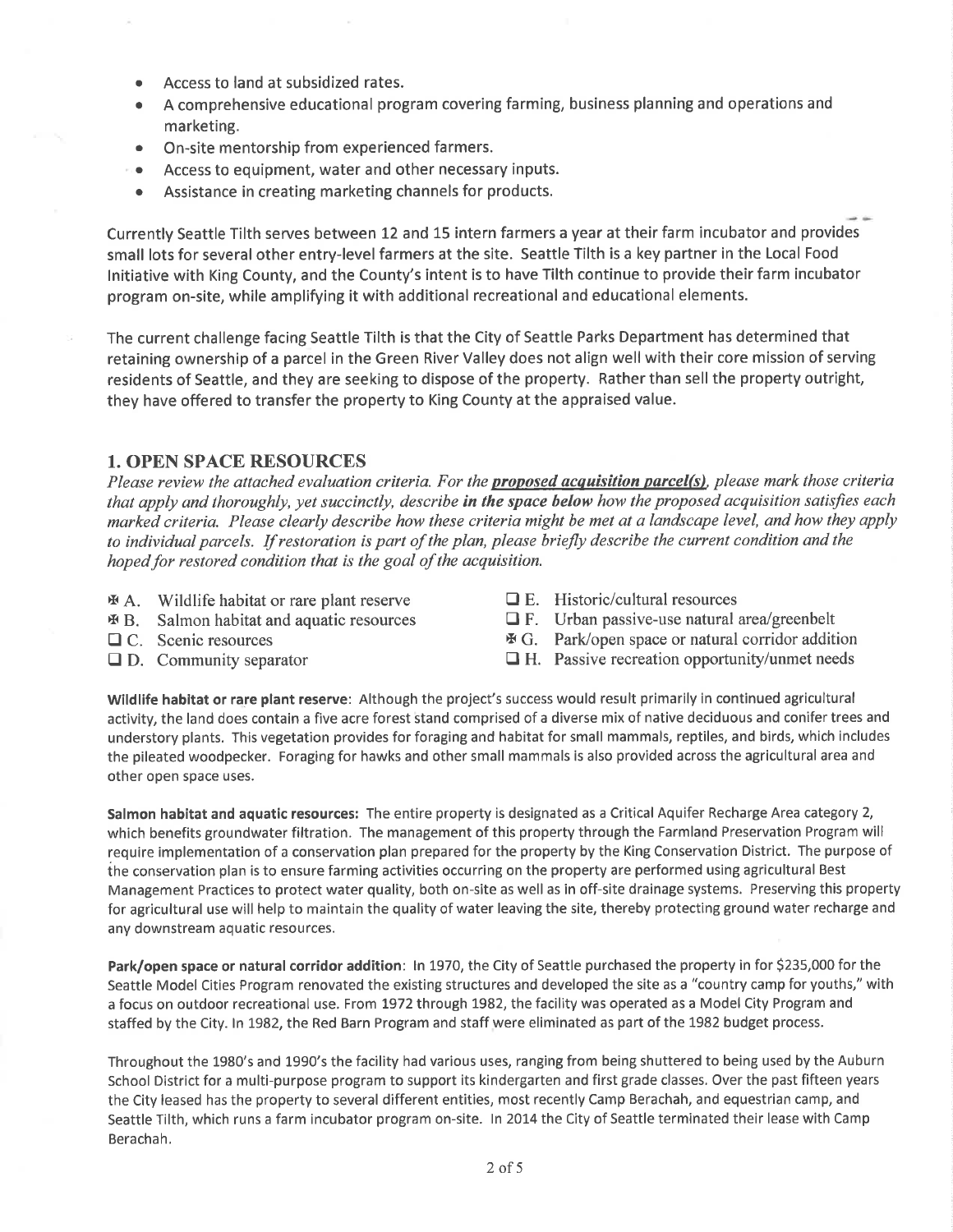- Access to land at subsidized rates.
- A comprehensive educational program covering farming, business planning and operations and marketing.
- On-site mentorship from experienced farmers.
- Access to equipment, water and other necessary inputs.
- Assistance in creating marketing channels for products.

Currently Seattle Tilth serves between 12 and 15 intern farmers a year at their farm incubator and provides small lots for several other entry-level farmers at the site. Seattle Tilth is a key partner in the Local Food Initiative with King County, and the County's intent is to have Tilth continue to provide their farm incubator program on-site, while amplifying it with additional recreational and educational elements.

The current challenge facing Seattle Tilth is that the City of Seattle Parks Department has determined that retaining ownership of a parcel in the Green River Valley does not align well with their core mission of serving residents of Seattle, and they are seeking to dispose of the property. Rather than sell the property outright, they have offered to transfer the property to King County at the appraised value.

## 1. OPEN SPACE RESOURCES

*Please review the attached evaluation criteria. For the **proposed acquisition parcel(s)**, please mark those criteria that apply and thoroughly, yet succinctly, describe **in the space below** how the proposed acquisition satisfies each marked criteria. Please clearly describe how these criteria might be met at a landscape level, and how they apply to individual parcels. If restoration is part of the plan, please briefly describe the current condition and the hoped for restored condition that is the goal of the acquisition.*

- ☒ A. Wildlife habitat or rare plant reserve
- ☒ B. Salmon habitat and aquatic resources
- ☐ C. Scenic resources
- ☐ D. Community separator
- ☐ E. Historic/cultural resources
- ☐ F. Urban passive-use natural area/greenbelt
- ☒ G. Park/open space or natural corridor addition
- ☐ H. Passive recreation opportunity/unmet needs

**Wildlife habitat or rare plant reserve**: Although the project's success would result primarily in continued agricultural activity, the land does contain a five acre forest stand comprised of a diverse mix of native deciduous and conifer trees and understory plants. This vegetation provides for foraging and habitat for small mammals, reptiles, and birds, which includes the pileated woodpecker. Foraging for hawks and other small mammals is also provided across the agricultural area and other open space uses.

**Salmon habitat and aquatic resources:** The entire property is designated as a Critical Aquifer Recharge Area category 2, which benefits groundwater filtration. The management of this property through the Farmland Preservation Program will require implementation of a conservation plan prepared for the property by the King Conservation District. The purpose of the conservation plan is to ensure farming activities occurring on the property are performed using agricultural Best Management Practices to protect water quality, both on-site as well as in off-site drainage systems. Preserving this property for agricultural use will help to maintain the quality of water leaving the site, thereby protecting ground water recharge and any downstream aquatic resources.

**Park/open space or natural corridor addition**: In 1970, the City of Seattle purchased the property in for $235,000 for the Seattle Model Cities Program renovated the existing structures and developed the site as a "country camp for youths," with a focus on outdoor recreational use. From 1972 through 1982, the facility was operated as a Model City Program and staffed by the City. In 1982, the Red Barn Program and staff were eliminated as part of the 1982 budget process.

Throughout the 1980's and 1990's the facility had various uses, ranging from being shuttered to being used by the Auburn School District for a multi-purpose program to support its kindergarten and first grade classes. Over the past fifteen years the City leased has the property to several different entities, most recently Camp Berachah, and equestrian camp, and Seattle Tilth, which runs a farm incubator program on-site. In 2014 the City of Seattle terminated their lease with Camp Berachah.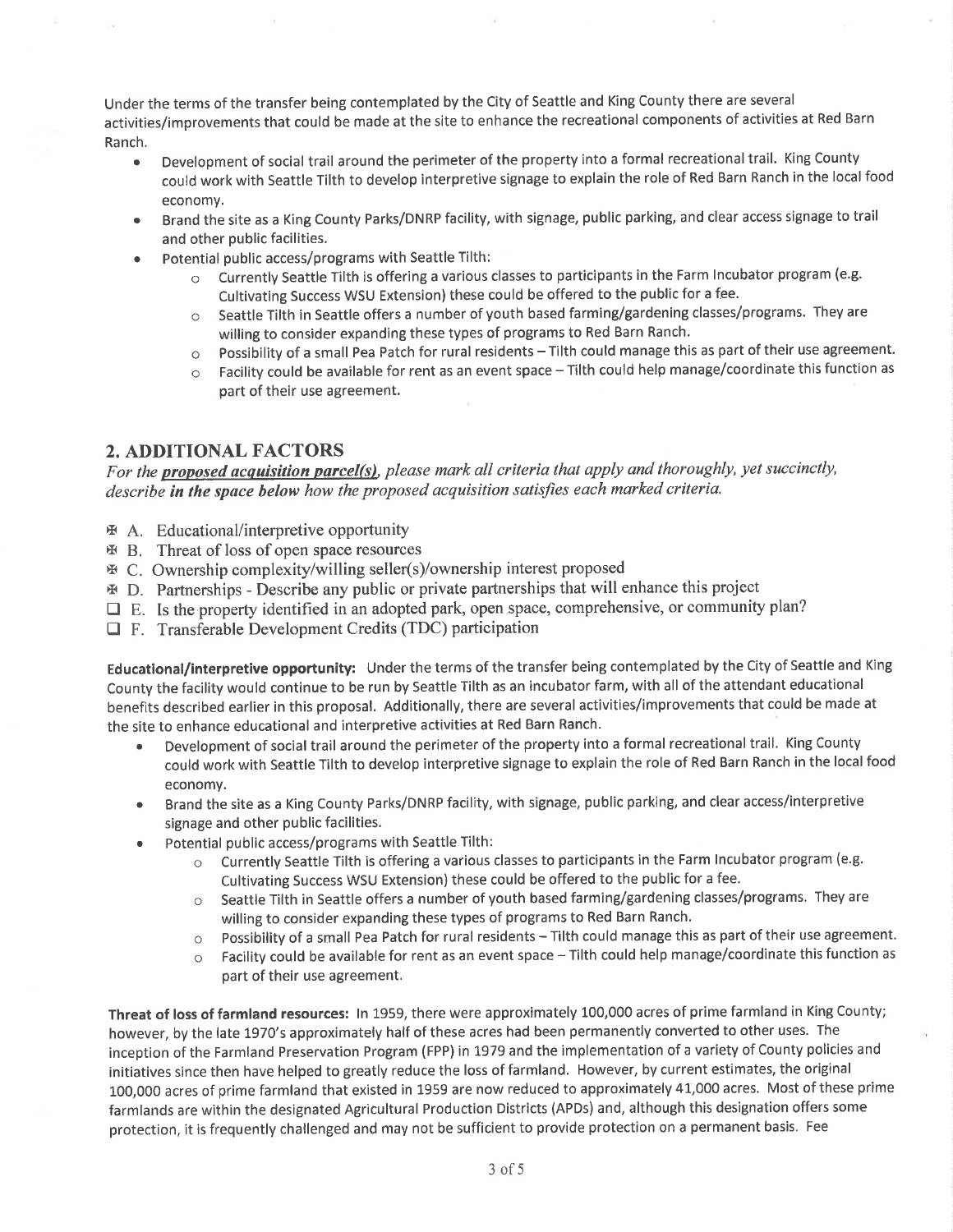Under the terms of the transfer being contemplated by the City of Seattle and King County there are several activities/improvements that could be made at the site to enhance the recreational components of activities at Red Barn Ranch.

- Development of social trail around the perimeter of the property into a formal recreational trail. King County could work with Seattle Tilth to develop interpretive signage to explain the role of Red Barn Ranch in the local food economy.
- Brand the site as a King County Parks/DNRP facility, with signage, public parking, and clear access signage to trail and other public facilities.
- Potential public access/programs with Seattle Tilth:
    - Currently Seattle Tilth is offering a various classes to participants in the Farm Incubator program (e.g. Cultivating Success WSU Extension) these could be offered to the public for a fee.
    - Seattle Tilth in Seattle offers a number of youth based farming/gardening classes/programs. They are willing to consider expanding these types of programs to Red Barn Ranch.
    - Possibility of a small Pea Patch for rural residents – Tilth could manage this as part of their use agreement.
    - Facility could be available for rent as an event space – Tilth could help manage/coordinate this function as part of their use agreement.

## 2. ADDITIONAL FACTORS

*For the **proposed acquisition parcel(s)**, please mark all criteria that apply and thoroughly, yet succinctly, describe **in the space below** how the proposed acquisition satisfies each marked criteria.*

- ☒ A. Educational/interpretive opportunity
- ☒ B. Threat of loss of open space resources
- ☒ C. Ownership complexity/willing seller(s)/ownership interest proposed
- ☒ D. Partnerships - Describe any public or private partnerships that will enhance this project
- ☐ E. Is the property identified in an adopted park, open space, comprehensive, or community plan?
- ☐ F. Transferable Development Credits (TDC) participation

**Educational/interpretive opportunity:** Under the terms of the transfer being contemplated by the City of Seattle and King County the facility would continue to be run by Seattle Tilth as an incubator farm, with all of the attendant educational benefits described earlier in this proposal. Additionally, there are several activities/improvements that could be made at the site to enhance educational and interpretive activities at Red Barn Ranch.

- Development of social trail around the perimeter of the property into a formal recreational trail. King County could work with Seattle Tilth to develop interpretive signage to explain the role of Red Barn Ranch in the local food economy.
- Brand the site as a King County Parks/DNRP facility, with signage, public parking, and clear access/interpretive signage and other public facilities.
- Potential public access/programs with Seattle Tilth:
    - Currently Seattle Tilth is offering a various classes to participants in the Farm Incubator program (e.g. Cultivating Success WSU Extension) these could be offered to the public for a fee.
    - Seattle Tilth in Seattle offers a number of youth based farming/gardening classes/programs. They are willing to consider expanding these types of programs to Red Barn Ranch.
    - Possibility of a small Pea Patch for rural residents – Tilth could manage this as part of their use agreement.
    - Facility could be available for rent as an event space – Tilth could help manage/coordinate this function as part of their use agreement.

**Threat of loss of farmland resources:** In 1959, there were approximately 100,000 acres of prime farmland in King County; however, by the late 1970's approximately half of these acres had been permanently converted to other uses. The inception of the Farmland Preservation Program (FPP) in 1979 and the implementation of a variety of County policies and initiatives since then have helped to greatly reduce the loss of farmland. However, by current estimates, the original 100,000 acres of prime farmland that existed in 1959 are now reduced to approximately 41,000 acres. Most of these prime farmlands are within the designated Agricultural Production Districts (APDs) and, although this designation offers some protection, it is frequently challenged and may not be sufficient to provide protection on a permanent basis. Fee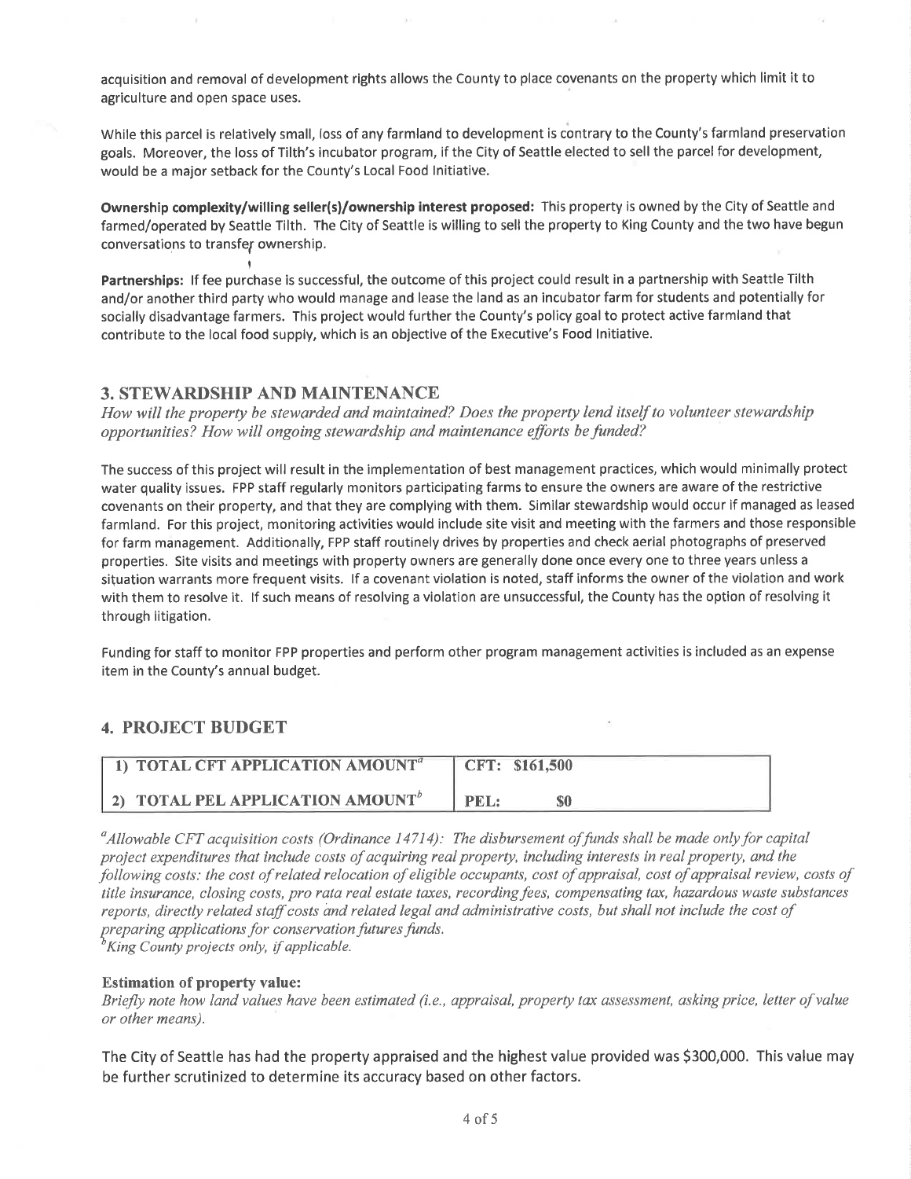acquisition and removal of development rights allows the County to place covenants on the property which limit it to agriculture and open space uses.

While this parcel is relatively small, loss of any farmland to development is contrary to the County's farmland preservation goals. Moreover, the loss of Tilth's incubator program, if the City of Seattle elected to sell the parcel for development, would be a major setback for the County's Local Food Initiative.

**Ownership complexity/willing seller(s)/ownership interest proposed:** This property is owned by the City of Seattle and farmed/operated by Seattle Tilth. The City of Seattle is willing to sell the property to King County and the two have begun conversations to transfer ownership.

**Partnerships:** If fee purchase is successful, the outcome of this project could result in a partnership with Seattle Tilth and/or another third party who would manage and lease the land as an incubator farm for students and potentially for socially disadvantage farmers. This project would further the County's policy goal to protect active farmland that contribute to the local food supply, which is an objective of the Executive's Food Initiative.

## 3. STEWARDSHIP AND MAINTENANCE

*How will the property be stewarded and maintained? Does the property lend itself to volunteer stewardship opportunities? How will ongoing stewardship and maintenance efforts be funded?*

The success of this project will result in the implementation of best management practices, which would minimally protect water quality issues. FPP staff regularly monitors participating farms to ensure the owners are aware of the restrictive covenants on their property, and that they are complying with them. Similar stewardship would occur if managed as leased farmland. For this project, monitoring activities would include site visit and meeting with the farmers and those responsible for farm management. Additionally, FPP staff routinely drives by properties and check aerial photographs of preserved properties. Site visits and meetings with property owners are generally done once every one to three years unless a situation warrants more frequent visits. If a covenant violation is noted, staff informs the owner of the violation and work with them to resolve it. If such means of resolving a violation are unsuccessful, the County has the option of resolving it through litigation.

Funding for staff to monitor FPP properties and perform other program management activities is included as an expense item in the County's annual budget.

## 4. PROJECT BUDGET

| | |
|---|---|
| **1) TOTAL CFT APPLICATION AMOUNT[a]** | **CFT: $161,500** |
| **2) TOTAL PEL APPLICATION AMOUNT[b]** | **PEL: $0** |

[a]*Allowable CFT acquisition costs (Ordinance 14714): The disbursement of funds shall be made only for capital project expenditures that include costs of acquiring real property, including interests in real property, and the following costs: the cost of related relocation of eligible occupants, cost of appraisal, cost of appraisal review, costs of title insurance, closing costs, pro rata real estate taxes, recording fees, compensating tax, hazardous waste substances reports, directly related staff costs and related legal and administrative costs, but shall not include the cost of preparing applications for conservation futures funds.*
[b]*King County projects only, if applicable.*

**Estimation of property value:**
*Briefly note how land values have been estimated (i.e., appraisal, property tax assessment, asking price, letter of value or other means).*

The City of Seattle has had the property appraised and the highest value provided was $300,000. This value may be further scrutinized to determine its accuracy based on other factors.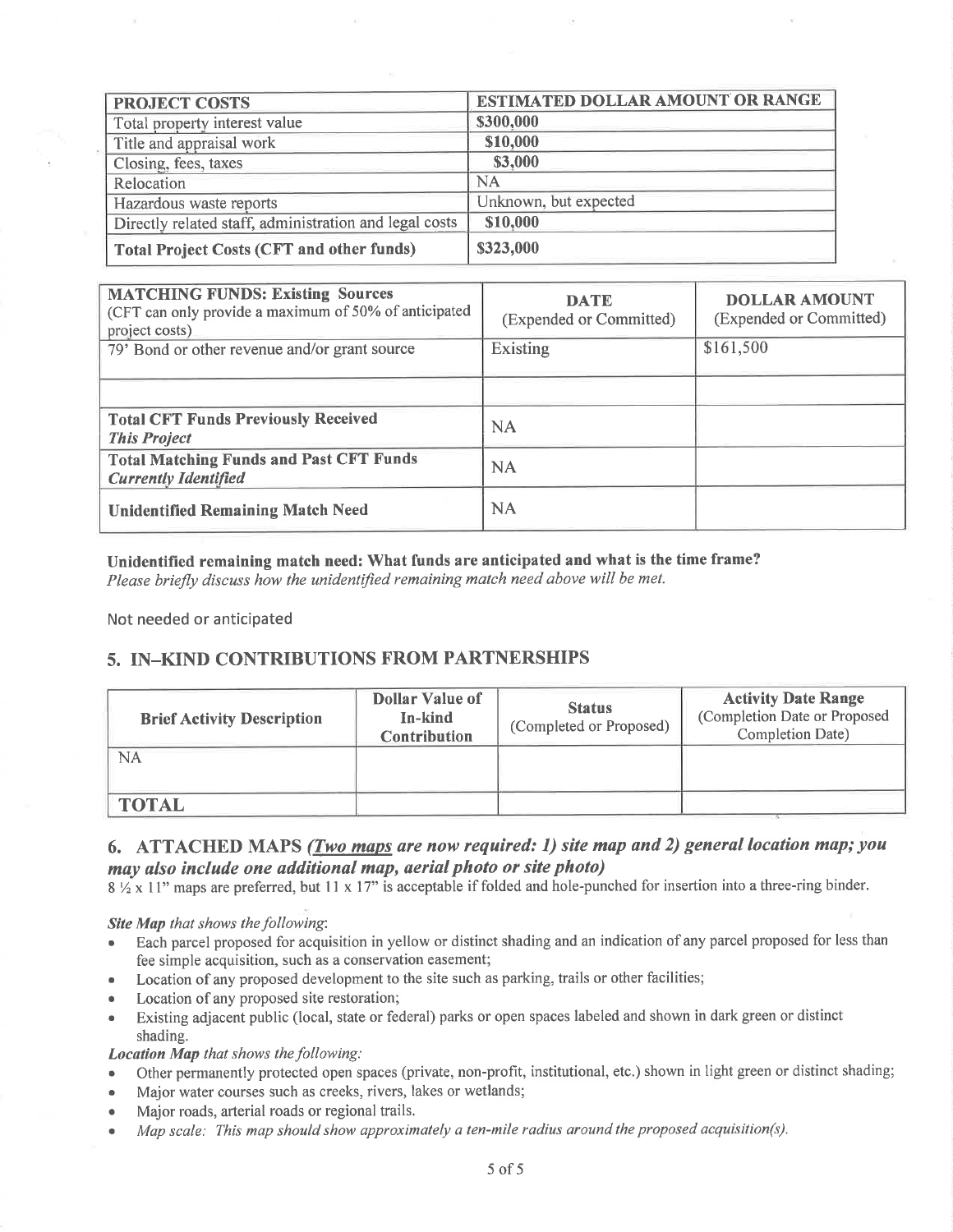| PROJECT COSTS | ESTIMATED DOLLAR AMOUNT OR RANGE |
|---|---|
| Total property interest value | \$300,000 |
| Title and appraisal work | \$10,000 |
| Closing, fees, taxes | \$3,000 |
| Relocation | NA |
| Hazardous waste reports | Unknown, but expected |
| Directly related staff, administration and legal costs | \$10,000 |
| **Total Project Costs (CFT and other funds)** | **\$323,000** |

| **MATCHING FUNDS: Existing Sources** (CFT can only provide a maximum of 50% of anticipated project costs) | **DATE** (Expended or Committed) | **DOLLAR AMOUNT** (Expended or Committed) |
|---|---|---|
| 79' Bond or other revenue and/or grant source | Existing | \$161,500 |
| | | |
| **Total CFT Funds Previously Received** ***This Project*** | NA | |
| **Total Matching Funds and Past CFT Funds** ***Currently Identified*** | NA | |
| **Unidentified Remaining Match Need** | NA | |

**Unidentified remaining match need: What funds are anticipated and what is the time frame?**
*Please briefly discuss how the unidentified remaining match need above will be met.*

Not needed or anticipated

## 5. IN–KIND CONTRIBUTIONS FROM PARTNERSHIPS

| Brief Activity Description | Dollar Value of In-kind Contribution | Status (Completed or Proposed) | Activity Date Range (Completion Date or Proposed Completion Date) |
|---|---|---|---|
| NA | | | |
| **TOTAL** | | | |

## 6. ATTACHED MAPS *(Two maps are now required: 1) site map and 2) general location map; you may also include one additional map, aerial photo or site photo)*

8 ½ x 11" maps are preferred, but 11 x 17" is acceptable if folded and hole-punched for insertion into a three-ring binder.

***Site Map** that shows the following*:

- Each parcel proposed for acquisition in yellow or distinct shading and an indication of any parcel proposed for less than fee simple acquisition, such as a conservation easement;
- Location of any proposed development to the site such as parking, trails or other facilities;
- Location of any proposed site restoration;
- Existing adjacent public (local, state or federal) parks or open spaces labeled and shown in dark green or distinct shading.

***Location Map** that shows the following:*

- Other permanently protected open spaces (private, non-profit, institutional, etc.) shown in light green or distinct shading;
- Major water courses such as creeks, rivers, lakes or wetlands;
- Major roads, arterial roads or regional trails.
- *Map scale: This map should show approximately a ten-mile radius around the proposed acquisition(s).*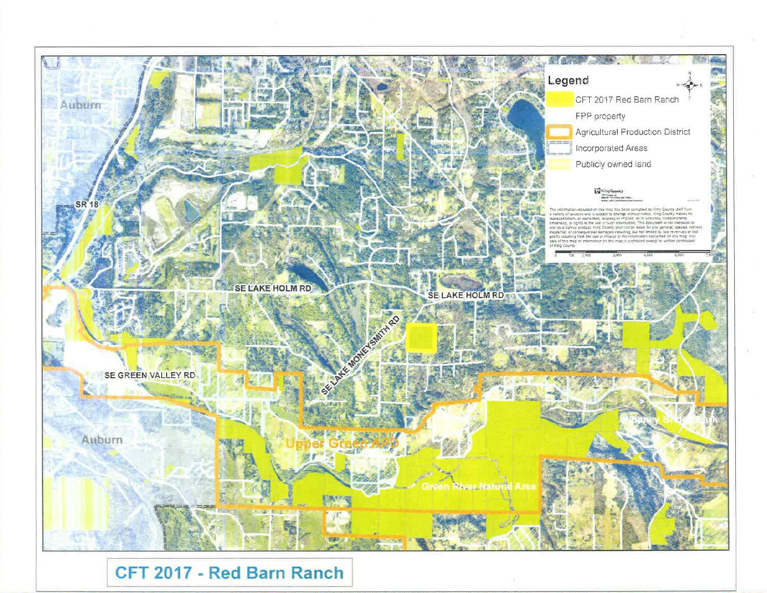# CFT 2017 - Red Barn Ranch

**Legend**

- CFT 2017 Red Barn Ranch
- FPP property
- Agricultural Production District
- Incorporated Areas
- Publicly owned land

King County

The information included on this map has been compiled by King County staff from a variety of sources and is subject to change without notice. King County makes no representations or warranties, express or implied, as to accuracy, completeness, timeliness, or rights to the use of such information. This document is not intended for use as a survey product. King County shall not be liable for any general, special, indirect, incidental, or consequential damages including, but not limited to, lost revenues or lost profits resulting from the use or misuse of the information contained on this map. Any sale of this map or information on this map is prohibited except by written permission of King County.

0 750 1,500 3,000 4,500 6,000 7,500 Feet

Auburn

SR 18

SE LAKE HOLM RD

SE LAKE HOLM RD

SE LAKE MONEYSMITH RD

SE GREEN VALLEY RD

Auburn

Upper Green APD

Green River Natural Area

Whitney Bridge Park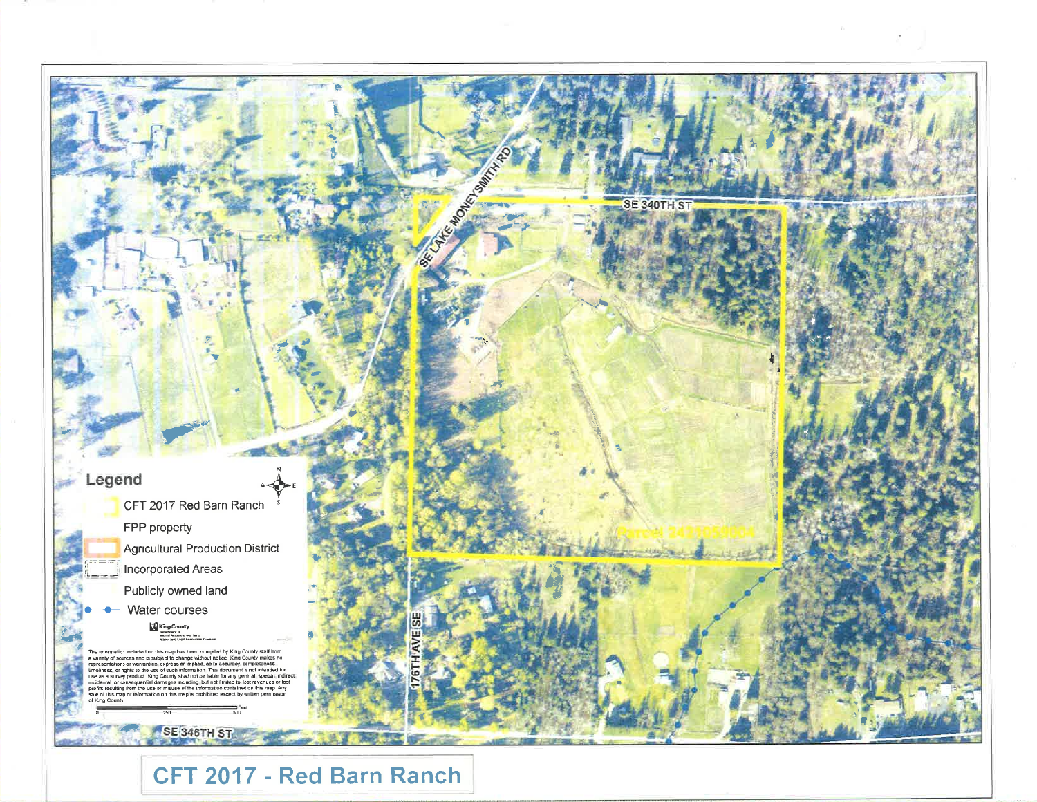SE LAKE MONEYSMITH RD

SE 340TH ST

Parcel 2421059004

176TH AVE SE

SE 346TH ST

Legend

CFT 2017 Red Barn Ranch

FPP property

Agricultural Production District

Incorporated Areas

Publicly owned land

Water courses

King County

The information included on this map has been compiled by King County staff from a variety of sources and is subject to change without notice. King County makes no representations or warranties, express or implied, as to accuracy, completeness, timeliness, or rights to the use of such information. This document is not intended for use as a survey product. King County shall not be liable for any general, special, indirect, incidental, or consequential damages including, but not limited to, lost revenues or lost profits resulting from the use or misuse of the information contained on this map. Any sale of this map or information on this map is prohibited except by written permission of King County.

0 250 500 Feet

# CFT 2017 - Red Barn Ranch